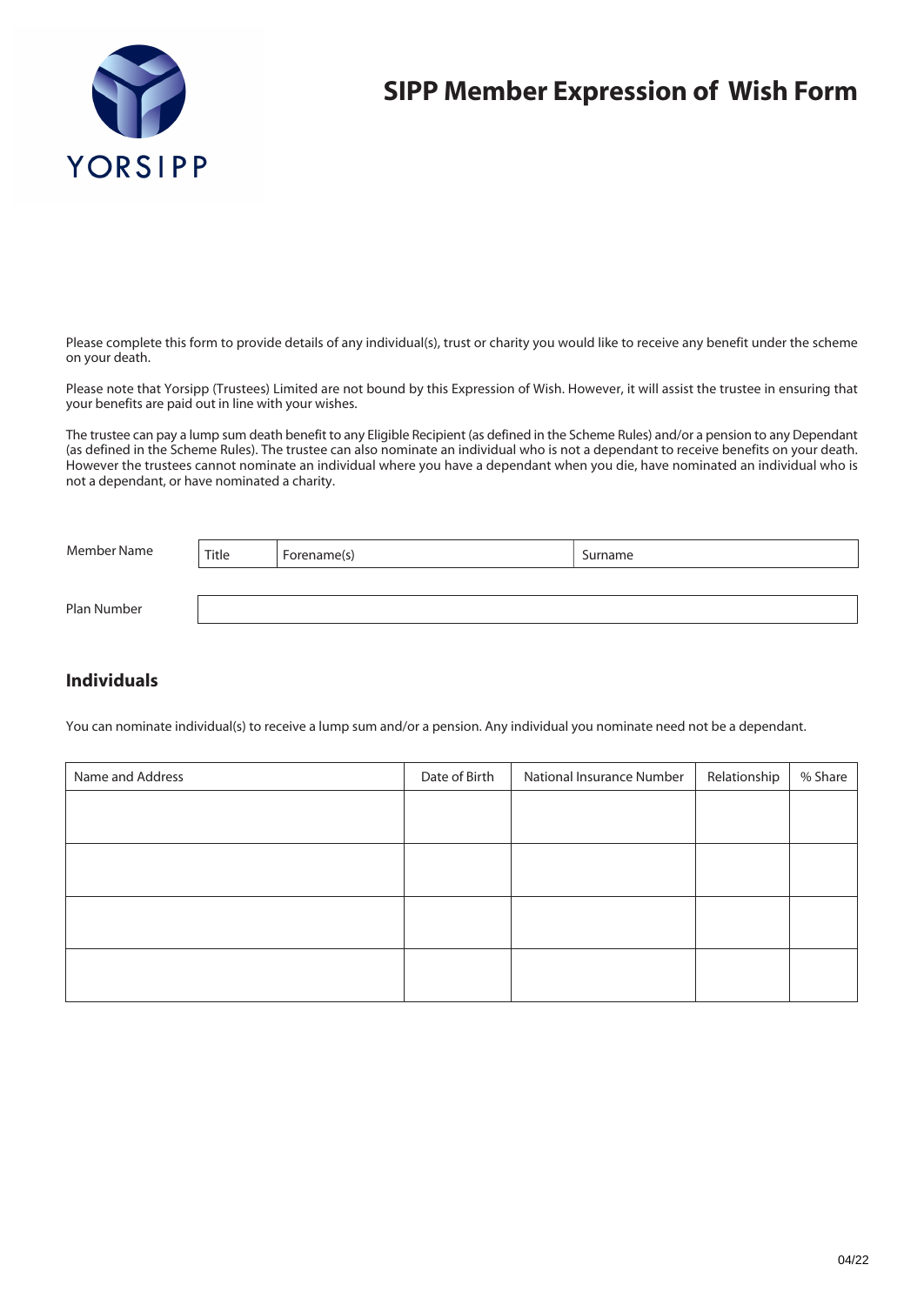# SIPP Member Expression of Wish Form

YORSIPP

Please complete this form to provide details of any individual(s), trust or charity you would like to receive any benefit under the scheme on your death.

Please note that Yorsipp (Trustees) Limited are not bound by this Expression of Wish. However, it will assist the trustee in ensuring that your benefits are paid out in line with your wishes.

The trustee can pay a lump sum death benefit to any Eligible Recipient (as defined in the Scheme Rules) and/or a pension to any Dependant (as defined in the Scheme Rules). The trustee can also nominate an individual who is not a dependant to receive benefits on your death. However the trustees cannot nominate an individual where you have a dependant when you die, have nominated an individual who is not a dependant, or have nominated a charity.

| Member Name | Title | Forename(s) | Surname |
|---|---|---|---|
| Plan Number | | | |

## Individuals

You can nominate individual(s) to receive a lump sum and/or a pension. Any individual you nominate need not be a dependant.

| Name and Address | Date of Birth | National Insurance Number | Relationship | % Share |
|---|---|---|---|---|
| | | | | |
| | | | | |
| | | | | |
| | | | | |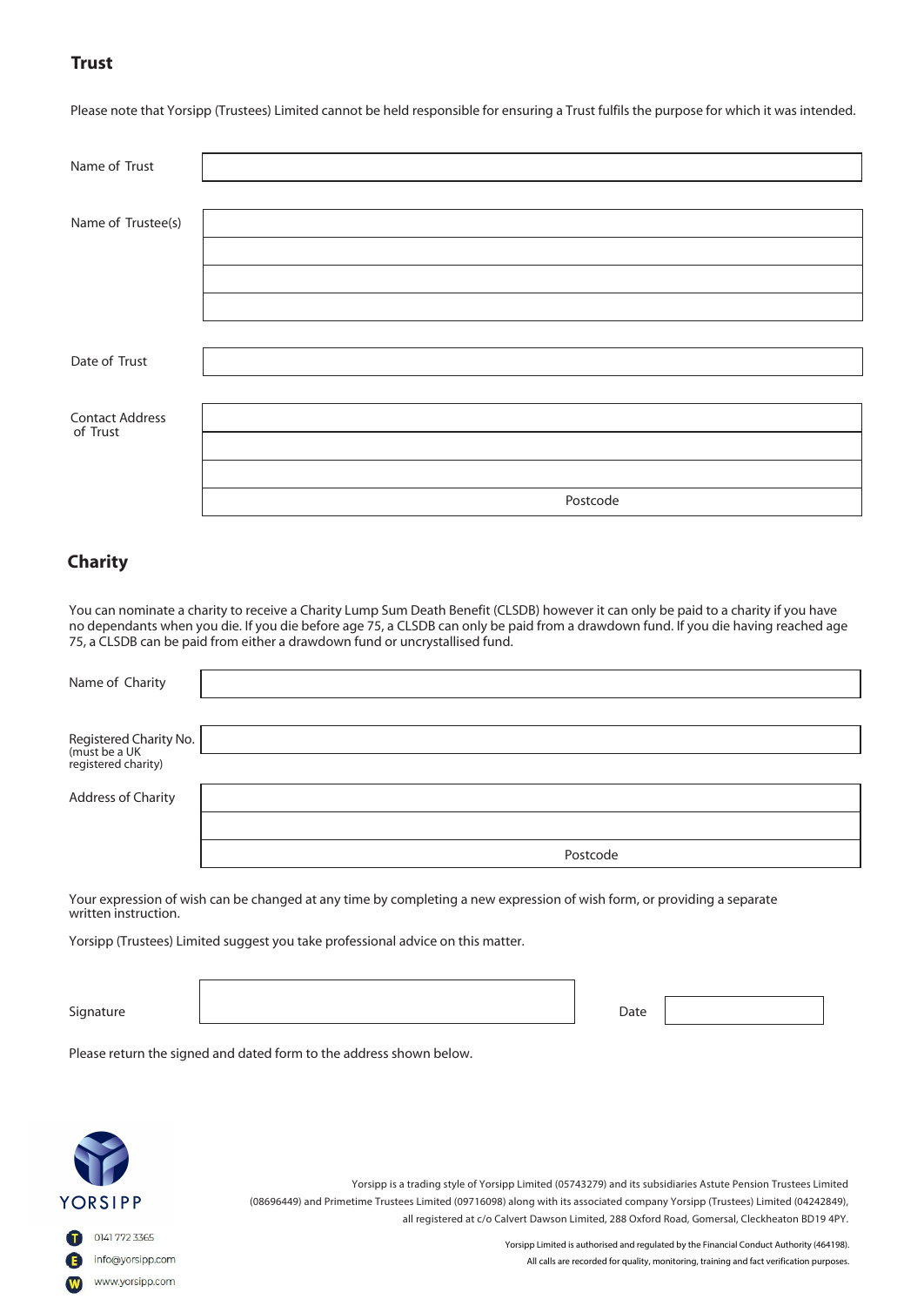## Trust

Please note that Yorsipp (Trustees) Limited cannot be held responsible for ensuring a Trust fulfils the purpose for which it was intended.

| | |
|---|---|
| Name of Trust | |
| Name of Trustee(s) | |
| | |
| | |
| | |
| Date of Trust | |
| Contact Address of Trust | |
| | |
| | |
| | Postcode |

## Charity

You can nominate a charity to receive a Charity Lump Sum Death Benefit (CLSDB) however it can only be paid to a charity if you have no dependants when you die. If you die before age 75, a CLSDB can only be paid from a drawdown fund. If you die having reached age 75, a CLSDB can be paid from either a drawdown fund or uncrystallised fund.

| | |
|---|---|
| Name of Charity | |
| Registered Charity No. (must be a UK registered charity) | |
| Address of Charity | |
| | |
| | Postcode |

Your expression of wish can be changed at any time by completing a new expression of wish form, or providing a separate written instruction.

Yorsipp (Trustees) Limited suggest you take professional advice on this matter.

| | | | |
|---|---|---|---|
| Signature | | Date | |

Please return the signed and dated form to the address shown below.

YORSIPP

T 0141 772 3365

E info@yorsipp.com

W www.yorsipp.com

Yorsipp is a trading style of Yorsipp Limited (05743279) and its subsidiaries Astute Pension Trustees Limited (08696449) and Primetime Trustees Limited (09716098) along with its associated company Yorsipp (Trustees) Limited (04242849), all registered at c/o Calvert Dawson Limited, 288 Oxford Road, Gomersal, Cleckheaton BD19 4PY.

Yorsipp Limited is authorised and regulated by the Financial Conduct Authority (464198).
All calls are recorded for quality, monitoring, training and fact verification purposes.